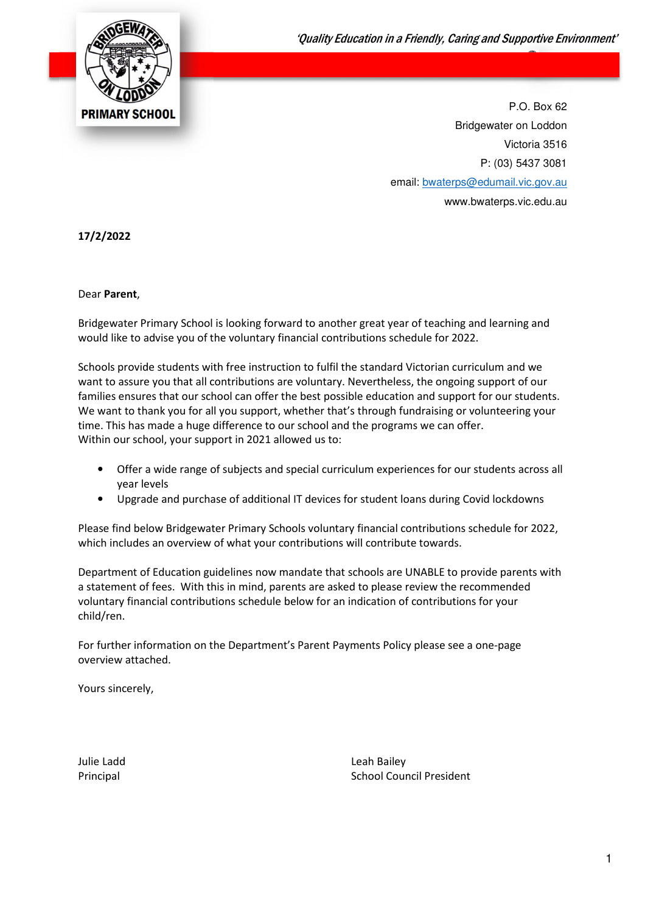*'Quality Education in a Friendly, Caring and Supportive Environment'*

**PRIMARY SCHOOL**

P.O. Box 62
Bridgewater on Loddon
Victoria 3516
P: (03) 5437 3081
email: bwaterps@edumail.vic.gov.au
www.bwaterps.vic.edu.au

**17/2/2022**

Dear **Parent**,

Bridgewater Primary School is looking forward to another great year of teaching and learning and would like to advise you of the voluntary financial contributions schedule for 2022.

Schools provide students with free instruction to fulfil the standard Victorian curriculum and we want to assure you that all contributions are voluntary. Nevertheless, the ongoing support of our families ensures that our school can offer the best possible education and support for our students. We want to thank you for all you support, whether that's through fundraising or volunteering your time. This has made a huge difference to our school and the programs we can offer.
Within our school, your support in 2021 allowed us to:

- Offer a wide range of subjects and special curriculum experiences for our students across all year levels
- Upgrade and purchase of additional IT devices for student loans during Covid lockdowns

Please find below Bridgewater Primary Schools voluntary financial contributions schedule for 2022, which includes an overview of what your contributions will contribute towards.

Department of Education guidelines now mandate that schools are UNABLE to provide parents with a statement of fees. With this in mind, parents are asked to please review the recommended voluntary financial contributions schedule below for an indication of contributions for your child/ren.

For further information on the Department's Parent Payments Policy please see a one-page overview attached.

Yours sincerely,

Julie Ladd
Principal

Leah Bailey
School Council President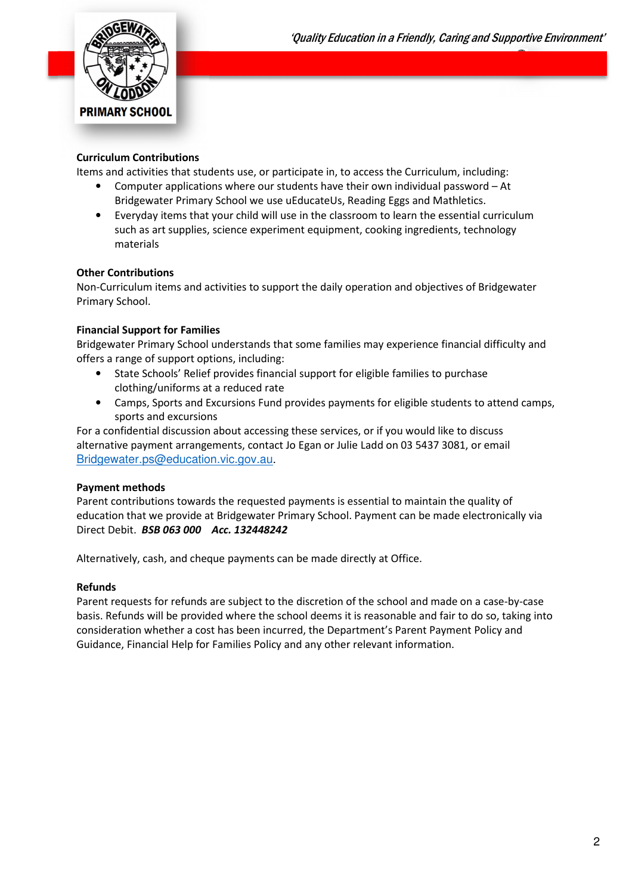**Curriculum Contributions**

Items and activities that students use, or participate in, to access the Curriculum, including:

- Computer applications where our students have their own individual password – At Bridgewater Primary School we use uEducateUs, Reading Eggs and Mathletics.
- Everyday items that your child will use in the classroom to learn the essential curriculum such as art supplies, science experiment equipment, cooking ingredients, technology materials

**Other Contributions**

Non-Curriculum items and activities to support the daily operation and objectives of Bridgewater Primary School.

**Financial Support for Families**

Bridgewater Primary School understands that some families may experience financial difficulty and offers a range of support options, including:

- State Schools' Relief provides financial support for eligible families to purchase clothing/uniforms at a reduced rate
- Camps, Sports and Excursions Fund provides payments for eligible students to attend camps, sports and excursions

For a confidential discussion about accessing these services, or if you would like to discuss alternative payment arrangements, contact Jo Egan or Julie Ladd on 03 5437 3081, or email Bridgewater.ps@education.vic.gov.au.

**Payment methods**

Parent contributions towards the requested payments is essential to maintain the quality of education that we provide at Bridgewater Primary School. Payment can be made electronically via Direct Debit. ***BSB 063 000 Acc. 132448242***

Alternatively, cash, and cheque payments can be made directly at Office.

**Refunds**

Parent requests for refunds are subject to the discretion of the school and made on a case-by-case basis. Refunds will be provided where the school deems it is reasonable and fair to do so, taking into consideration whether a cost has been incurred, the Department's Parent Payment Policy and Guidance, Financial Help for Families Policy and any other relevant information.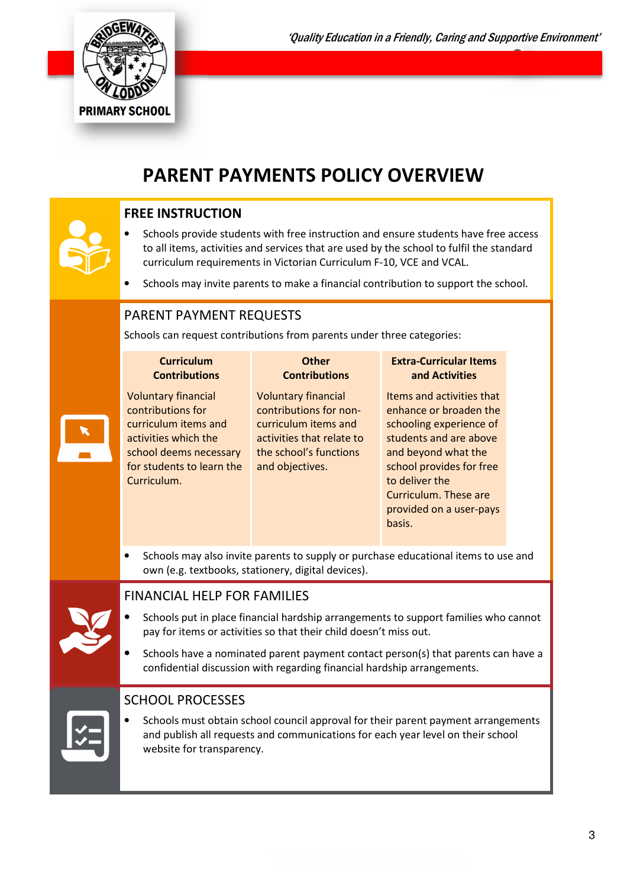PRIMARY SCHOOL

*'Quality Education in a Friendly, Caring and Supportive Environment'*

# PARENT PAYMENTS POLICY OVERVIEW

## FREE INSTRUCTION

- Schools provide students with free instruction and ensure students have free access to all items, activities and services that are used by the school to fulfil the standard curriculum requirements in Victorian Curriculum F-10, VCE and VCAL.
- Schools may invite parents to make a financial contribution to support the school.

## PARENT PAYMENT REQUESTS

Schools can request contributions from parents under three categories:

| Curriculum Contributions | Other Contributions | Extra-Curricular Items and Activities |
|---|---|---|
| Voluntary financial contributions for curriculum items and activities which the school deems necessary for students to learn the Curriculum. | Voluntary financial contributions for non-curriculum items and activities that relate to the school's functions and objectives. | Items and activities that enhance or broaden the schooling experience of students and are above and beyond what the school provides for free to deliver the Curriculum. These are provided on a user-pays basis. |

- Schools may also invite parents to supply or purchase educational items to use and own (e.g. textbooks, stationery, digital devices).

## FINANCIAL HELP FOR FAMILIES

- Schools put in place financial hardship arrangements to support families who cannot pay for items or activities so that their child doesn't miss out.
- Schools have a nominated parent payment contact person(s) that parents can have a confidential discussion with regarding financial hardship arrangements.

## SCHOOL PROCESSES

- Schools must obtain school council approval for their parent payment arrangements and publish all requests and communications for each year level on their school website for transparency.